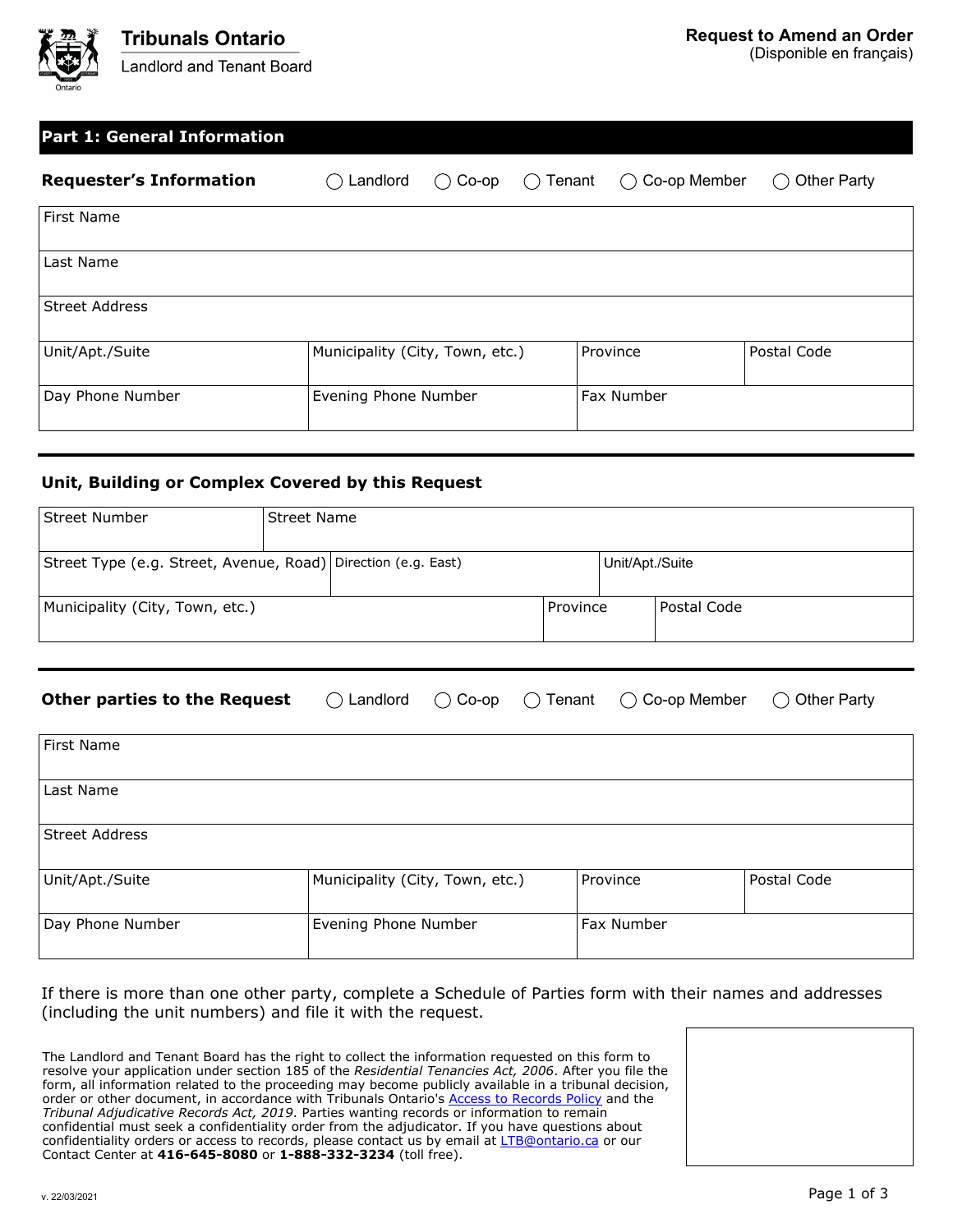Tribunals Ontario

Landlord and Tenant Board

# Request to Amend an Order

(Disponible en français)

## Part 1: General Information

**Requester's Information** ◯ Landlord ◯ Co-op ◯ Tenant ◯ Co-op Member ◯ Other Party

| First Name | | | |
|---|---|---|---|
| Last Name | | | |
| Street Address | | | |
| Unit/Apt./Suite | Municipality (City, Town, etc.) | Province | Postal Code |
| Day Phone Number | Evening Phone Number | Fax Number | |

### Unit, Building or Complex Covered by this Request

| Street Number | Street Name | | |
|---|---|---|---|
| Street Type (e.g. Street, Avenue, Road) | Direction (e.g. East) | Unit/Apt./Suite | |
| Municipality (City, Town, etc.) | | Province | Postal Code |

**Other parties to the Request** ◯ Landlord ◯ Co-op ◯ Tenant ◯ Co-op Member ◯ Other Party

| First Name | | | |
|---|---|---|---|
| Last Name | | | |
| Street Address | | | |
| Unit/Apt./Suite | Municipality (City, Town, etc.) | Province | Postal Code |
| Day Phone Number | Evening Phone Number | Fax Number | |

If there is more than one other party, complete a Schedule of Parties form with their names and addresses (including the unit numbers) and file it with the request.

The Landlord and Tenant Board has the right to collect the information requested on this form to resolve your application under section 185 of the *Residential Tenancies Act, 2006*. After you file the form, all information related to the proceeding may become publicly available in a tribunal decision, order or other document, in accordance with Tribunals Ontario's Access to Records Policy and the *Tribunal Adjudicative Records Act, 2019*. Parties wanting records or information to remain confidential must seek a confidentiality order from the adjudicator. If you have questions about confidentiality orders or access to records, please contact us by email at LTB@ontario.ca or our Contact Center at **416-645-8080** or **1-888-332-3234** (toll free).

v. 22/03/2021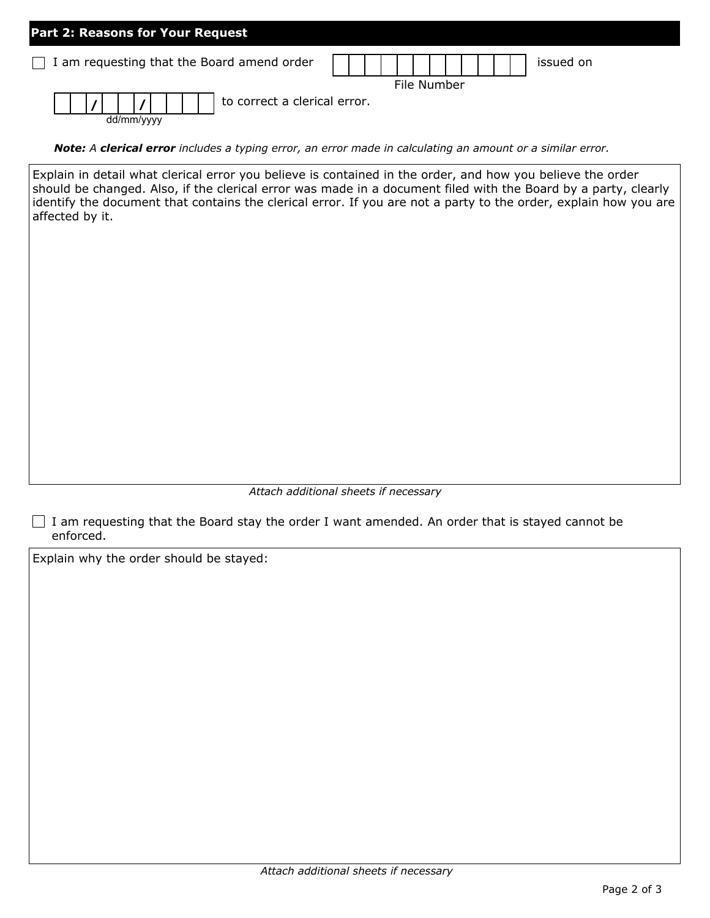## Part 2: Reasons for Your Request

☐ I am requesting that the Board amend order [ | | | | | | | | | | | | ] issued on

File Number

[ | / | | / | | | | ] to correct a clerical error.

dd/mm/yyyy

***Note:*** *A* ***clerical error*** *includes a typing error, an error made in calculating an amount or a similar error.*

Explain in detail what clerical error you believe is contained in the order, and how you believe the order should be changed. Also, if the clerical error was made in a document filed with the Board by a party, clearly identify the document that contains the clerical error. If you are not a party to the order, explain how you are affected by it.

*Attach additional sheets if necessary*

☐ I am requesting that the Board stay the order I want amended. An order that is stayed cannot be enforced.

Explain why the order should be stayed:

*Attach additional sheets if necessary*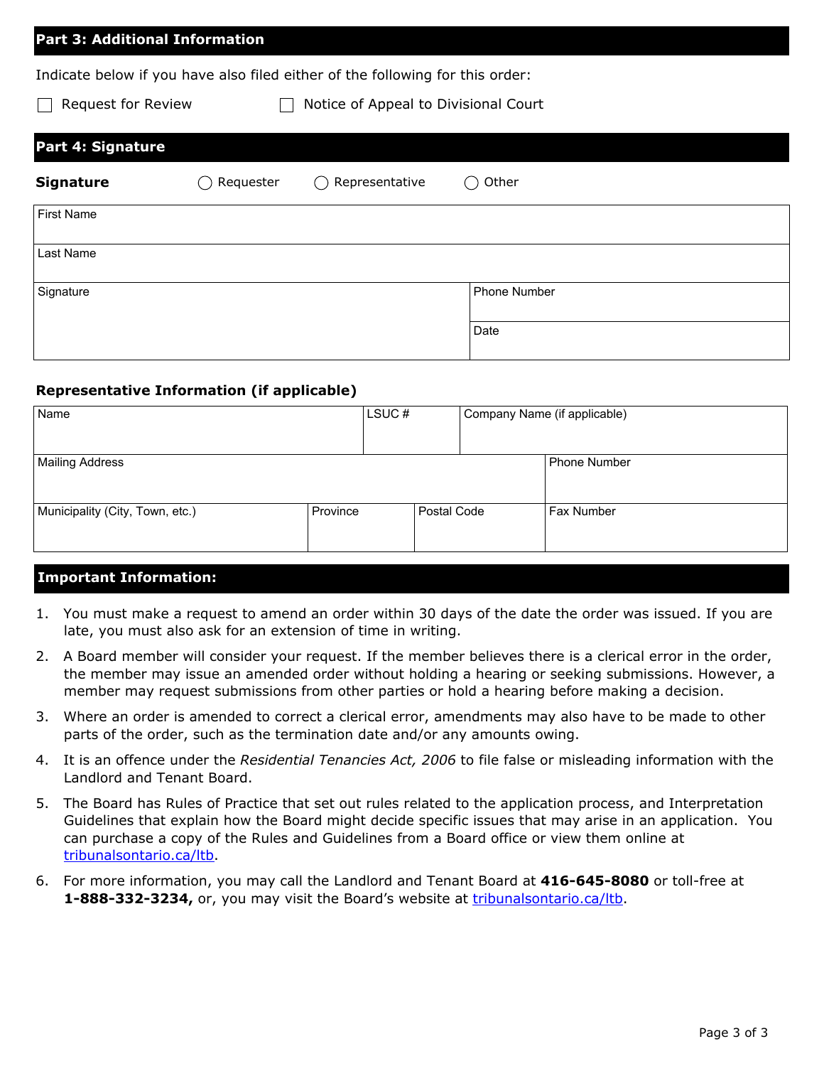## Part 3: Additional Information

Indicate below if you have also filed either of the following for this order:

☐ Request for Review ☐ Notice of Appeal to Divisional Court

## Part 4: Signature

**Signature** ◯ Requester ◯ Representative ◯ Other

| | |
|---|---|
| First Name | |
| Last Name | |
| Signature | Phone Number |
| | Date |

### Representative Information (if applicable)

| | | | |
|---|---|---|---|
| Name | LSUC # | Company Name (if applicable) | |
| Mailing Address | | | Phone Number |
| Municipality (City, Town, etc.) | Province | Postal Code | Fax Number |

## Important Information:

1. You must make a request to amend an order within 30 days of the date the order was issued. If you are late, you must also ask for an extension of time in writing.
2. A Board member will consider your request. If the member believes there is a clerical error in the order, the member may issue an amended order without holding a hearing or seeking submissions. However, a member may request submissions from other parties or hold a hearing before making a decision.
3. Where an order is amended to correct a clerical error, amendments may also have to be made to other parts of the order, such as the termination date and/or any amounts owing.
4. It is an offence under the *Residential Tenancies Act, 2006* to file false or misleading information with the Landlord and Tenant Board.
5. The Board has Rules of Practice that set out rules related to the application process, and Interpretation Guidelines that explain how the Board might decide specific issues that may arise in an application. You can purchase a copy of the Rules and Guidelines from a Board office or view them online at tribunalsontario.ca/ltb.
6. For more information, you may call the Landlord and Tenant Board at **416-645-8080** or toll-free at **1-888-332-3234,** or, you may visit the Board's website at tribunalsontario.ca/ltb.